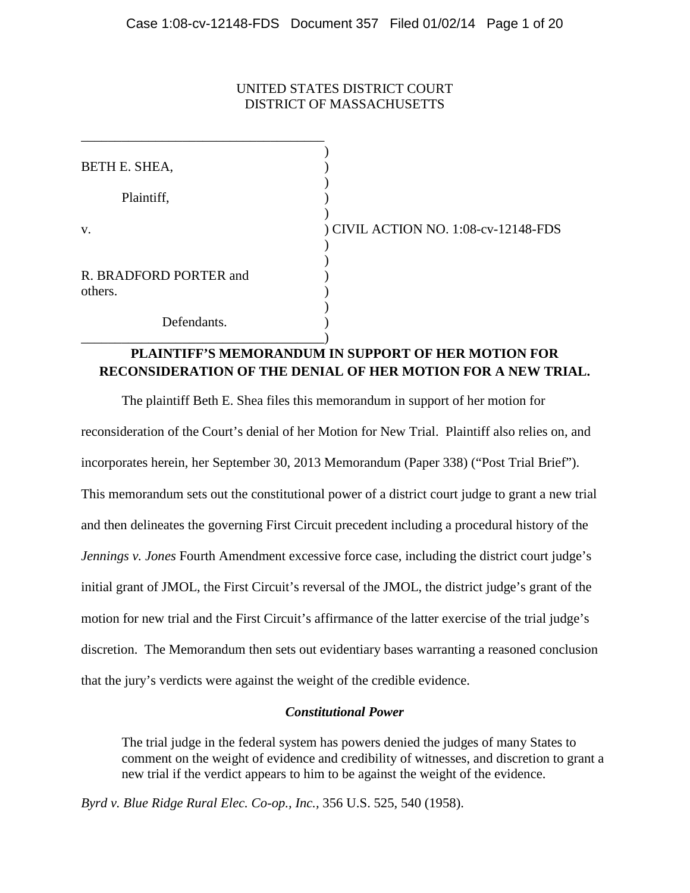UNITED STATES DISTRICT COURT
DISTRICT OF MASSACHUSETTS

| | |
|---|---|
| BETH E. SHEA, | |
| Plaintiff, | |
| v. | CIVIL ACTION NO. 1:08-cv-12148-FDS |
| R. BRADFORD PORTER and others. | |
| Defendants. | |

**PLAINTIFF'S MEMORANDUM IN SUPPORT OF HER MOTION FOR RECONSIDERATION OF THE DENIAL OF HER MOTION FOR A NEW TRIAL.**

The plaintiff Beth E. Shea files this memorandum in support of her motion for reconsideration of the Court's denial of her Motion for New Trial. Plaintiff also relies on, and incorporates herein, her September 30, 2013 Memorandum (Paper 338) ("Post Trial Brief"). This memorandum sets out the constitutional power of a district court judge to grant a new trial and then delineates the governing First Circuit precedent including a procedural history of the *Jennings v. Jones* Fourth Amendment excessive force case, including the district court judge's initial grant of JMOL, the First Circuit's reversal of the JMOL, the district judge's grant of the motion for new trial and the First Circuit's affirmance of the latter exercise of the trial judge's discretion. The Memorandum then sets out evidentiary bases warranting a reasoned conclusion that the jury's verdicts were against the weight of the credible evidence.

***Constitutional Power***

> The trial judge in the federal system has powers denied the judges of many States to comment on the weight of evidence and credibility of witnesses, and discretion to grant a new trial if the verdict appears to him to be against the weight of the evidence.

*Byrd v. Blue Ridge Rural Elec. Co-op., Inc.*, 356 U.S. 525, 540 (1958).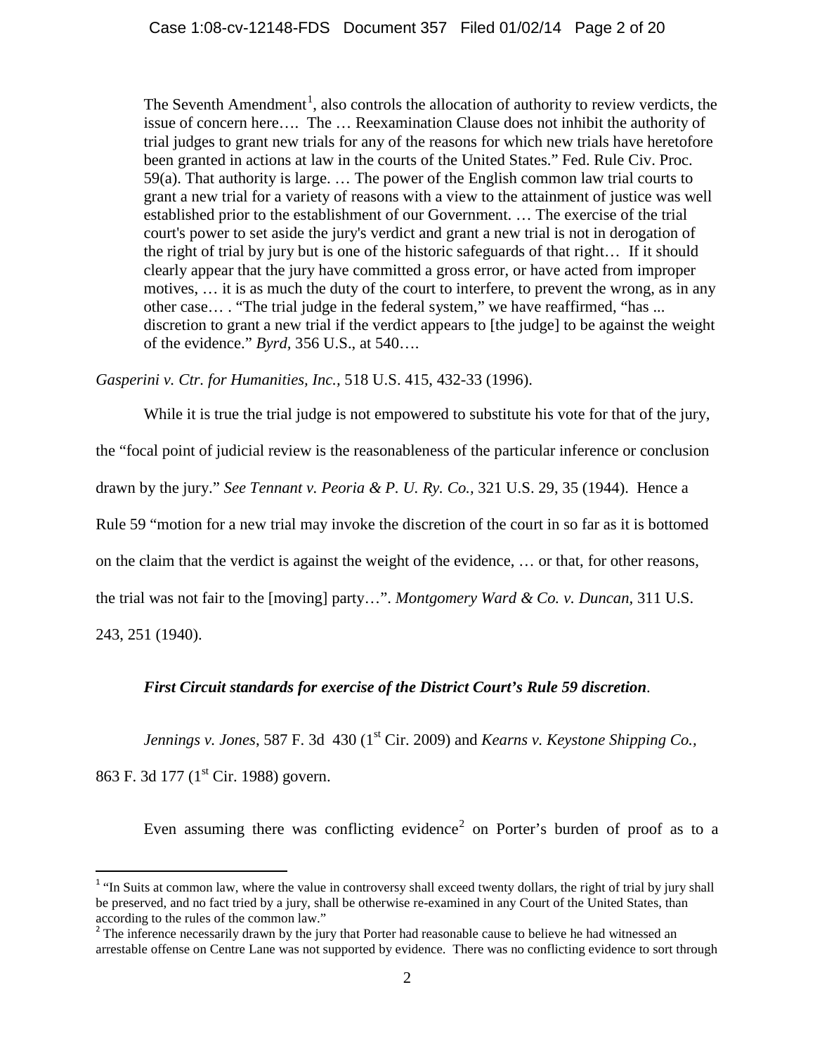> The Seventh Amendment[1], also controls the allocation of authority to review verdicts, the issue of concern here…. The … Reexamination Clause does not inhibit the authority of trial judges to grant new trials for any of the reasons for which new trials have heretofore been granted in actions at law in the courts of the United States." Fed. Rule Civ. Proc. 59(a). That authority is large. … The power of the English common law trial courts to grant a new trial for a variety of reasons with a view to the attainment of justice was well established prior to the establishment of our Government. … The exercise of the trial court's power to set aside the jury's verdict and grant a new trial is not in derogation of the right of trial by jury but is one of the historic safeguards of that right… If it should clearly appear that the jury have committed a gross error, or have acted from improper motives, … it is as much the duty of the court to interfere, to prevent the wrong, as in any other case… . "The trial judge in the federal system," we have reaffirmed, "has ... discretion to grant a new trial if the verdict appears to [the judge] to be against the weight of the evidence." *Byrd*, 356 U.S., at 540….

*Gasperini v. Ctr. for Humanities, Inc.*, 518 U.S. 415, 432-33 (1996).

While it is true the trial judge is not empowered to substitute his vote for that of the jury, the "focal point of judicial review is the reasonableness of the particular inference or conclusion drawn by the jury." *See Tennant v. Peoria & P. U. Ry. Co.*, 321 U.S. 29, 35 (1944). Hence a Rule 59 "motion for a new trial may invoke the discretion of the court in so far as it is bottomed on the claim that the verdict is against the weight of the evidence, … or that, for other reasons, the trial was not fair to the [moving] party…". *Montgomery Ward & Co. v. Duncan*, 311 U.S. 243, 251 (1940).

***First Circuit standards for exercise of the District Court's Rule 59 discretion*.**

*Jennings v. Jones*, 587 F. 3d 430 (1st Cir. 2009) and *Kearns v. Keystone Shipping Co.*, 863 F. 3d 177 (1st Cir. 1988) govern.

Even assuming there was conflicting evidence[2] on Porter's burden of proof as to a

---

[1] "In Suits at common law, where the value in controversy shall exceed twenty dollars, the right of trial by jury shall be preserved, and no fact tried by a jury, shall be otherwise re-examined in any Court of the United States, than according to the rules of the common law."

[2] The inference necessarily drawn by the jury that Porter had reasonable cause to believe he had witnessed an arrestable offense on Centre Lane was not supported by evidence. There was no conflicting evidence to sort through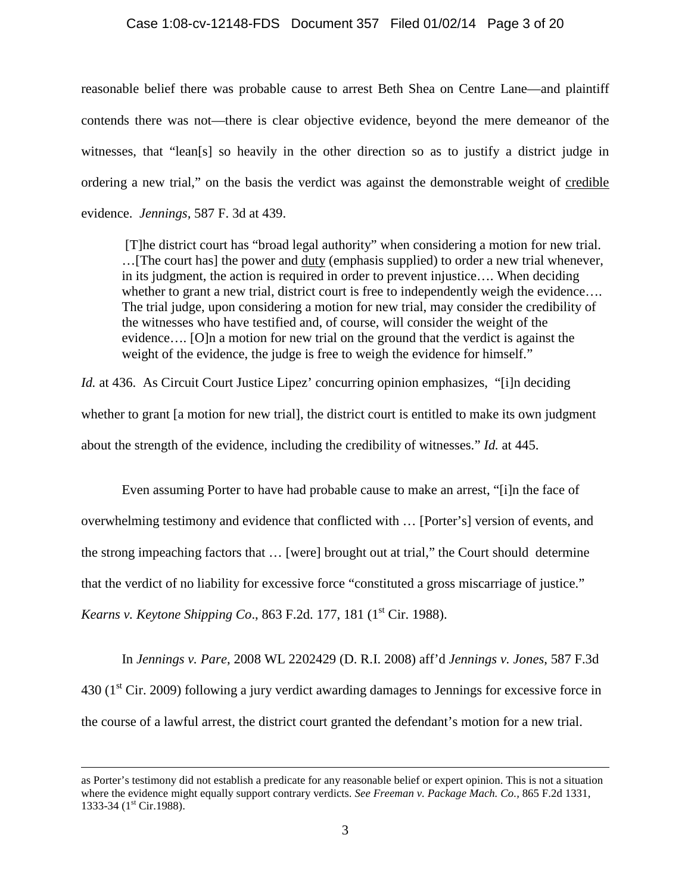reasonable belief there was probable cause to arrest Beth Shea on Centre Lane—and plaintiff contends there was not—there is clear objective evidence, beyond the mere demeanor of the witnesses, that "lean[s] so heavily in the other direction so as to justify a district judge in ordering a new trial," on the basis the verdict was against the demonstrable weight of credible evidence. *Jennings*, 587 F. 3d at 439.

> [T]he district court has "broad legal authority" when considering a motion for new trial. …[The court has] the power and duty (emphasis supplied) to order a new trial whenever, in its judgment, the action is required in order to prevent injustice…. When deciding whether to grant a new trial, district court is free to independently weigh the evidence…. The trial judge, upon considering a motion for new trial, may consider the credibility of the witnesses who have testified and, of course, will consider the weight of the evidence…. [O]n a motion for new trial on the ground that the verdict is against the weight of the evidence, the judge is free to weigh the evidence for himself."

*Id.* at 436. As Circuit Court Justice Lipez' concurring opinion emphasizes, "[i]n deciding whether to grant [a motion for new trial], the district court is entitled to make its own judgment about the strength of the evidence, including the credibility of witnesses." *Id.* at 445.

Even assuming Porter to have had probable cause to make an arrest, "[i]n the face of overwhelming testimony and evidence that conflicted with … [Porter's] version of events, and the strong impeaching factors that … [were] brought out at trial," the Court should determine that the verdict of no liability for excessive force "constituted a gross miscarriage of justice." *Kearns v. Keytone Shipping Co*., 863 F.2d. 177, 181 (1st Cir. 1988).

In *Jennings v. Pare*, 2008 WL 2202429 (D. R.I. 2008) aff'd *Jennings v. Jones*, 587 F.3d 430 (1st Cir. 2009) following a jury verdict awarding damages to Jennings for excessive force in the course of a lawful arrest, the district court granted the defendant's motion for a new trial.

---

as Porter's testimony did not establish a predicate for any reasonable belief or expert opinion. This is not a situation where the evidence might equally support contrary verdicts. *See Freeman v. Package Mach. Co.,* 865 F.2d 1331, 1333-34 (1st Cir.1988).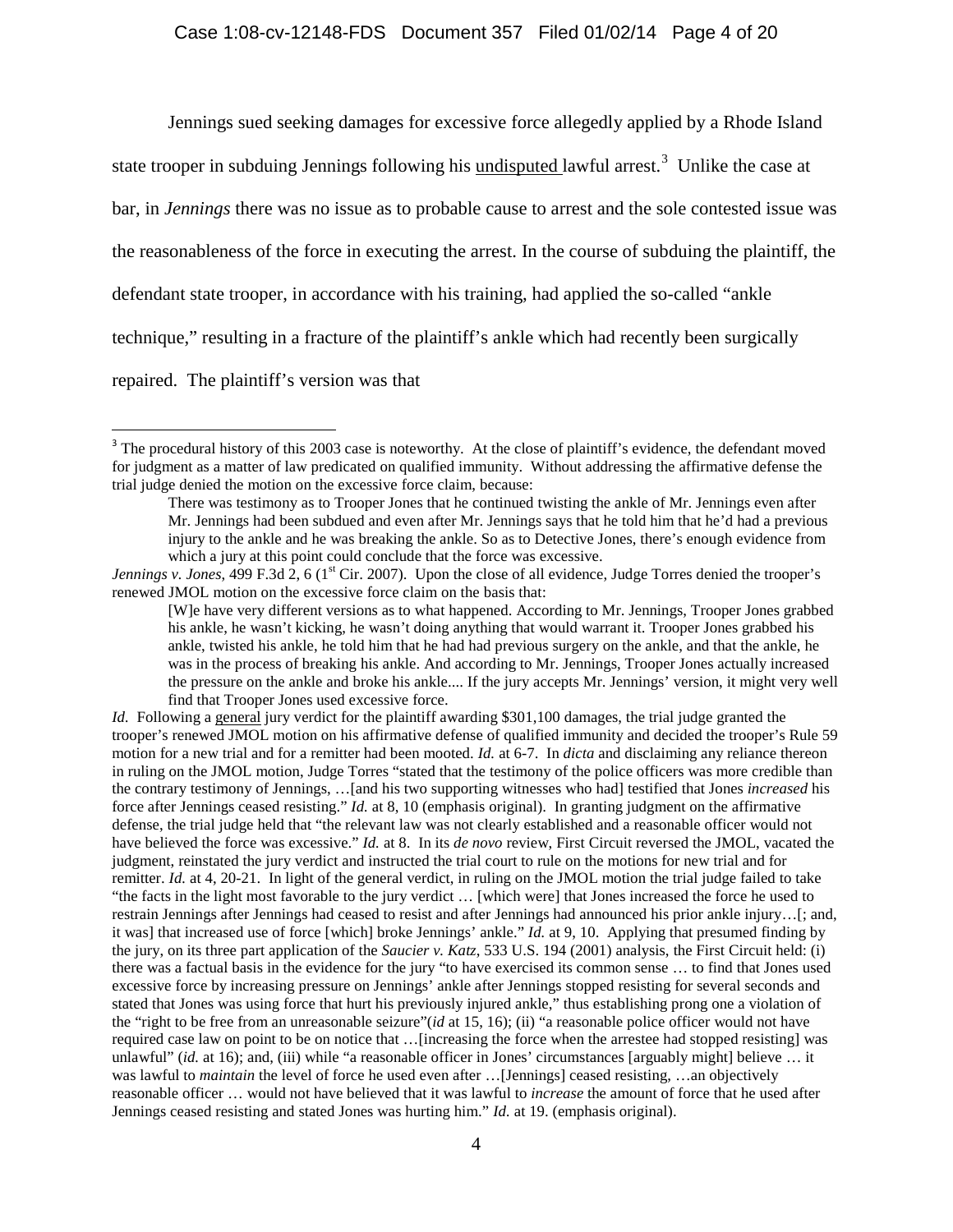Jennings sued seeking damages for excessive force allegedly applied by a Rhode Island state trooper in subduing Jennings following his undisputed lawful arrest.[3] Unlike the case at bar, in *Jennings* there was no issue as to probable cause to arrest and the sole contested issue was the reasonableness of the force in executing the arrest. In the course of subduing the plaintiff, the defendant state trooper, in accordance with his training, had applied the so-called "ankle technique," resulting in a fracture of the plaintiff's ankle which had recently been surgically repaired. The plaintiff's version was that

---

[3] The procedural history of this 2003 case is noteworthy. At the close of plaintiff's evidence, the defendant moved for judgment as a matter of law predicated on qualified immunity. Without addressing the affirmative defense the trial judge denied the motion on the excessive force claim, because:

> There was testimony as to Trooper Jones that he continued twisting the ankle of Mr. Jennings even after Mr. Jennings had been subdued and even after Mr. Jennings says that he told him that he'd had a previous injury to the ankle and he was breaking the ankle. So as to Detective Jones, there's enough evidence from which a jury at this point could conclude that the force was excessive.

*Jennings v. Jones*, 499 F.3d 2, 6 (1st Cir. 2007). Upon the close of all evidence, Judge Torres denied the trooper's renewed JMOL motion on the excessive force claim on the basis that:

> [W]e have very different versions as to what happened. According to Mr. Jennings, Trooper Jones grabbed his ankle, he wasn't kicking, he wasn't doing anything that would warrant it. Trooper Jones grabbed his ankle, twisted his ankle, he told him that he had had previous surgery on the ankle, and that the ankle, he was in the process of breaking his ankle. And according to Mr. Jennings, Trooper Jones actually increased the pressure on the ankle and broke his ankle.... If the jury accepts Mr. Jennings' version, it might very well find that Trooper Jones used excessive force.

*Id.* Following a general jury verdict for the plaintiff awarding $301,100 damages, the trial judge granted the trooper's renewed JMOL motion on his affirmative defense of qualified immunity and decided the trooper's Rule 59 motion for a new trial and for a remitter had been mooted. *Id.* at 6-7. In *dicta* and disclaiming any reliance thereon in ruling on the JMOL motion, Judge Torres "stated that the testimony of the police officers was more credible than the contrary testimony of Jennings, …[and his two supporting witnesses who had] testified that Jones *increased* his force after Jennings ceased resisting." *Id.* at 8, 10 (emphasis original). In granting judgment on the affirmative defense, the trial judge held that "the relevant law was not clearly established and a reasonable officer would not have believed the force was excessive." *Id.* at 8. In its *de novo* review, First Circuit reversed the JMOL, vacated the judgment, reinstated the jury verdict and instructed the trial court to rule on the motions for new trial and for remitter. *Id.* at 4, 20-21. In light of the general verdict, in ruling on the JMOL motion the trial judge failed to take "the facts in the light most favorable to the jury verdict … [which were] that Jones increased the force he used to restrain Jennings after Jennings had ceased to resist and after Jennings had announced his prior ankle injury…[; and, it was] that increased use of force [which] broke Jennings' ankle." *Id.* at 9, 10. Applying that presumed finding by the jury, on its three part application of the *Saucier v. Katz*, 533 U.S. 194 (2001) analysis, the First Circuit held: (i) there was a factual basis in the evidence for the jury "to have exercised its common sense … to find that Jones used excessive force by increasing pressure on Jennings' ankle after Jennings stopped resisting for several seconds and stated that Jones was using force that hurt his previously injured ankle," thus establishing prong one a violation of the "right to be free from an unreasonable seizure"(*id* at 15, 16); (ii) "a reasonable police officer would not have required case law on point to be on notice that …[increasing the force when the arrestee had stopped resisting] was unlawful" (*id.* at 16); and, (iii) while "a reasonable officer in Jones' circumstances [arguably might] believe … it was lawful to *maintain* the level of force he used even after …[Jennings] ceased resisting, …an objectively reasonable officer … would not have believed that it was lawful to *increase* the amount of force that he used after Jennings ceased resisting and stated Jones was hurting him." *Id.* at 19. (emphasis original).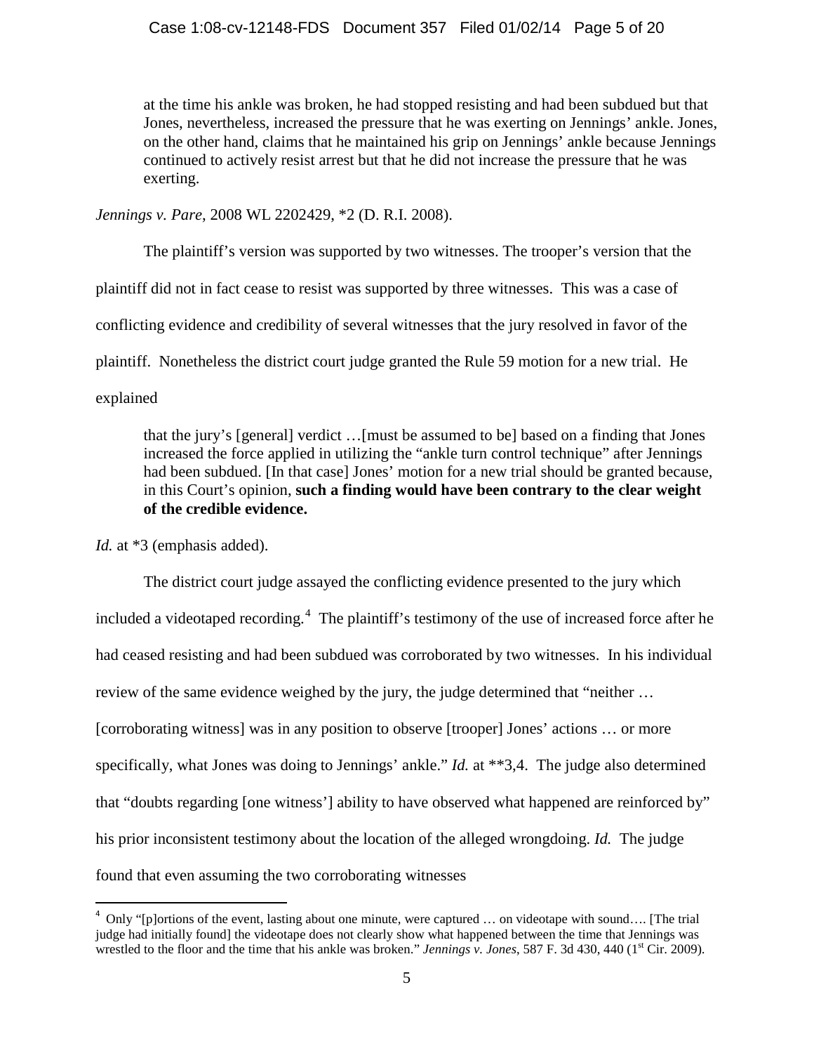> at the time his ankle was broken, he had stopped resisting and had been subdued but that Jones, nevertheless, increased the pressure that he was exerting on Jennings' ankle. Jones, on the other hand, claims that he maintained his grip on Jennings' ankle because Jennings continued to actively resist arrest but that he did not increase the pressure that he was exerting.

*Jennings v. Pare*, 2008 WL 2202429, *2 (D. R.I. 2008).

The plaintiff's version was supported by two witnesses. The trooper's version that the plaintiff did not in fact cease to resist was supported by three witnesses. This was a case of conflicting evidence and credibility of several witnesses that the jury resolved in favor of the plaintiff. Nonetheless the district court judge granted the Rule 59 motion for a new trial. He explained

> that the jury's [general] verdict …[must be assumed to be] based on a finding that Jones increased the force applied in utilizing the "ankle turn control technique" after Jennings had been subdued. [In that case] Jones' motion for a new trial should be granted because, in this Court's opinion, **such a finding would have been contrary to the clear weight of the credible evidence.**

*Id.* at *3 (emphasis added).

The district court judge assayed the conflicting evidence presented to the jury which included a videotaped recording.[4] The plaintiff's testimony of the use of increased force after he had ceased resisting and had been subdued was corroborated by two witnesses. In his individual review of the same evidence weighed by the jury, the judge determined that "neither … [corroborating witness] was in any position to observe [trooper] Jones' actions … or more specifically, what Jones was doing to Jennings' ankle." *Id.* at **3,4. The judge also determined that "doubts regarding [one witness'] ability to have observed what happened are reinforced by" his prior inconsistent testimony about the location of the alleged wrongdoing. *Id.* The judge found that even assuming the two corroborating witnesses

[4] Only "[p]ortions of the event, lasting about one minute, were captured … on videotape with sound…. [The trial judge had initially found] the videotape does not clearly show what happened between the time that Jennings was wrestled to the floor and the time that his ankle was broken." *Jennings v. Jones*, 587 F. 3d 430, 440 (1st Cir. 2009).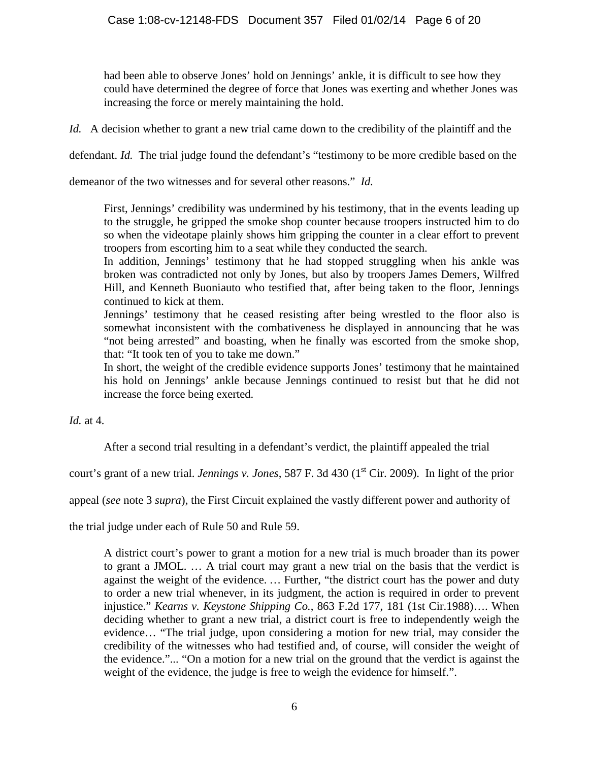> had been able to observe Jones' hold on Jennings' ankle, it is difficult to see how they could have determined the degree of force that Jones was exerting and whether Jones was increasing the force or merely maintaining the hold.

*Id.* A decision whether to grant a new trial came down to the credibility of the plaintiff and the defendant. *Id.* The trial judge found the defendant's "testimony to be more credible based on the demeanor of the two witnesses and for several other reasons." *Id.*

> First, Jennings' credibility was undermined by his testimony, that in the events leading up to the struggle, he gripped the smoke shop counter because troopers instructed him to do so when the videotape plainly shows him gripping the counter in a clear effort to prevent troopers from escorting him to a seat while they conducted the search.
>
> In addition, Jennings' testimony that he had stopped struggling when his ankle was broken was contradicted not only by Jones, but also by troopers James Demers, Wilfred Hill, and Kenneth Buoniauto who testified that, after being taken to the floor, Jennings continued to kick at them.
>
> Jennings' testimony that he ceased resisting after being wrestled to the floor also is somewhat inconsistent with the combativeness he displayed in announcing that he was "not being arrested" and boasting, when he finally was escorted from the smoke shop, that: "It took ten of you to take me down."
>
> In short, the weight of the credible evidence supports Jones' testimony that he maintained his hold on Jennings' ankle because Jennings continued to resist but that he did not increase the force being exerted.

*Id.* at 4.

After a second trial resulting in a defendant's verdict, the plaintiff appealed the trial court's grant of a new trial. *Jennings v. Jones*, 587 F. 3d 430 (1st Cir. 2009). In light of the prior appeal (*see* note 3 *supra*), the First Circuit explained the vastly different power and authority of the trial judge under each of Rule 50 and Rule 59.

> A district court's power to grant a motion for a new trial is much broader than its power to grant a JMOL. … A trial court may grant a new trial on the basis that the verdict is against the weight of the evidence. … Further, "the district court has the power and duty to order a new trial whenever, in its judgment, the action is required in order to prevent injustice." *Kearns v. Keystone Shipping Co.*, 863 F.2d 177, 181 (1st Cir.1988)…. When deciding whether to grant a new trial, a district court is free to independently weigh the evidence… "The trial judge, upon considering a motion for new trial, may consider the credibility of the witnesses who had testified and, of course, will consider the weight of the evidence."... "On a motion for a new trial on the ground that the verdict is against the weight of the evidence, the judge is free to weigh the evidence for himself.".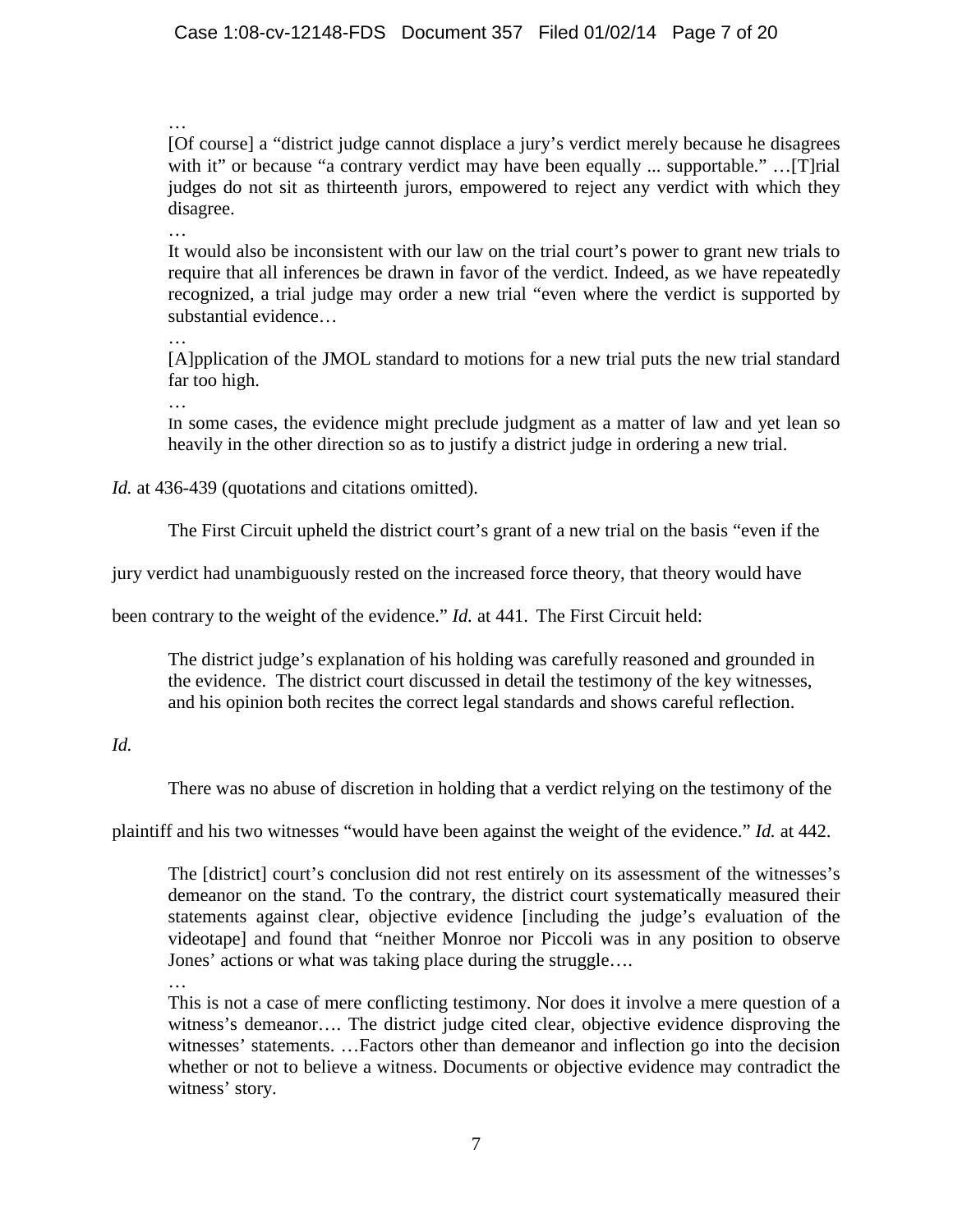…

> [Of course] a "district judge cannot displace a jury's verdict merely because he disagrees with it" or because "a contrary verdict may have been equally ... supportable." …[T]rial judges do not sit as thirteenth jurors, empowered to reject any verdict with which they disagree.
>
> …
>
> It would also be inconsistent with our law on the trial court's power to grant new trials to require that all inferences be drawn in favor of the verdict. Indeed, as we have repeatedly recognized, a trial judge may order a new trial "even where the verdict is supported by substantial evidence…
>
> …
>
> [A]pplication of the JMOL standard to motions for a new trial puts the new trial standard far too high.
>
> …
>
> In some cases, the evidence might preclude judgment as a matter of law and yet lean so heavily in the other direction so as to justify a district judge in ordering a new trial.

*Id.* at 436-439 (quotations and citations omitted).

The First Circuit upheld the district court's grant of a new trial on the basis "even if the jury verdict had unambiguously rested on the increased force theory, that theory would have been contrary to the weight of the evidence." *Id.* at 441. The First Circuit held:

> The district judge's explanation of his holding was carefully reasoned and grounded in the evidence. The district court discussed in detail the testimony of the key witnesses, and his opinion both recites the correct legal standards and shows careful reflection.

*Id.*

There was no abuse of discretion in holding that a verdict relying on the testimony of the plaintiff and his two witnesses "would have been against the weight of the evidence." *Id.* at 442.

> The [district] court's conclusion did not rest entirely on its assessment of the witnesses's demeanor on the stand. To the contrary, the district court systematically measured their statements against clear, objective evidence [including the judge's evaluation of the videotape] and found that "neither Monroe nor Piccoli was in any position to observe Jones' actions or what was taking place during the struggle….
>
> …
>
> This is not a case of mere conflicting testimony. Nor does it involve a mere question of a witness's demeanor…. The district judge cited clear, objective evidence disproving the witnesses' statements. …Factors other than demeanor and inflection go into the decision whether or not to believe a witness. Documents or objective evidence may contradict the witness' story.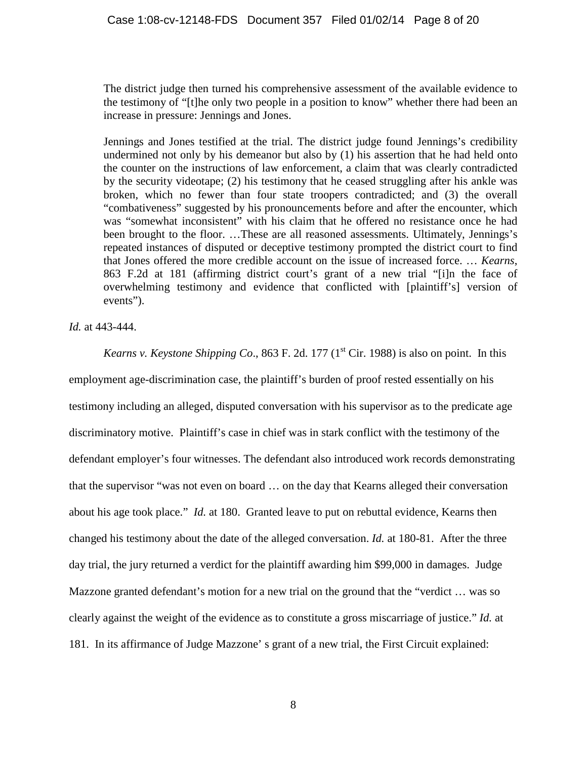> The district judge then turned his comprehensive assessment of the available evidence to the testimony of "[t]he only two people in a position to know" whether there had been an increase in pressure: Jennings and Jones.
>
> Jennings and Jones testified at the trial. The district judge found Jennings's credibility undermined not only by his demeanor but also by (1) his assertion that he had held onto the counter on the instructions of law enforcement, a claim that was clearly contradicted by the security videotape; (2) his testimony that he ceased struggling after his ankle was broken, which no fewer than four state troopers contradicted; and (3) the overall "combativeness" suggested by his pronouncements before and after the encounter, which was "somewhat inconsistent" with his claim that he offered no resistance once he had been brought to the floor. …These are all reasoned assessments. Ultimately, Jennings's repeated instances of disputed or deceptive testimony prompted the district court to find that Jones offered the more credible account on the issue of increased force. … *Kearns*, 863 F.2d at 181 (affirming district court's grant of a new trial "[i]n the face of overwhelming testimony and evidence that conflicted with [plaintiff's] version of events").

*Id.* at 443-444.

*Kearns v. Keystone Shipping Co*., 863 F. 2d. 177 (1st Cir. 1988) is also on point. In this employment age-discrimination case, the plaintiff's burden of proof rested essentially on his testimony including an alleged, disputed conversation with his supervisor as to the predicate age discriminatory motive. Plaintiff's case in chief was in stark conflict with the testimony of the defendant employer's four witnesses. The defendant also introduced work records demonstrating that the supervisor "was not even on board … on the day that Kearns alleged their conversation about his age took place." *Id.* at 180. Granted leave to put on rebuttal evidence, Kearns then changed his testimony about the date of the alleged conversation. *Id.* at 180-81. After the three day trial, the jury returned a verdict for the plaintiff awarding him $99,000 in damages. Judge Mazzone granted defendant's motion for a new trial on the ground that the "verdict … was so clearly against the weight of the evidence as to constitute a gross miscarriage of justice." *Id.* at 181. In its affirmance of Judge Mazzone' s grant of a new trial, the First Circuit explained: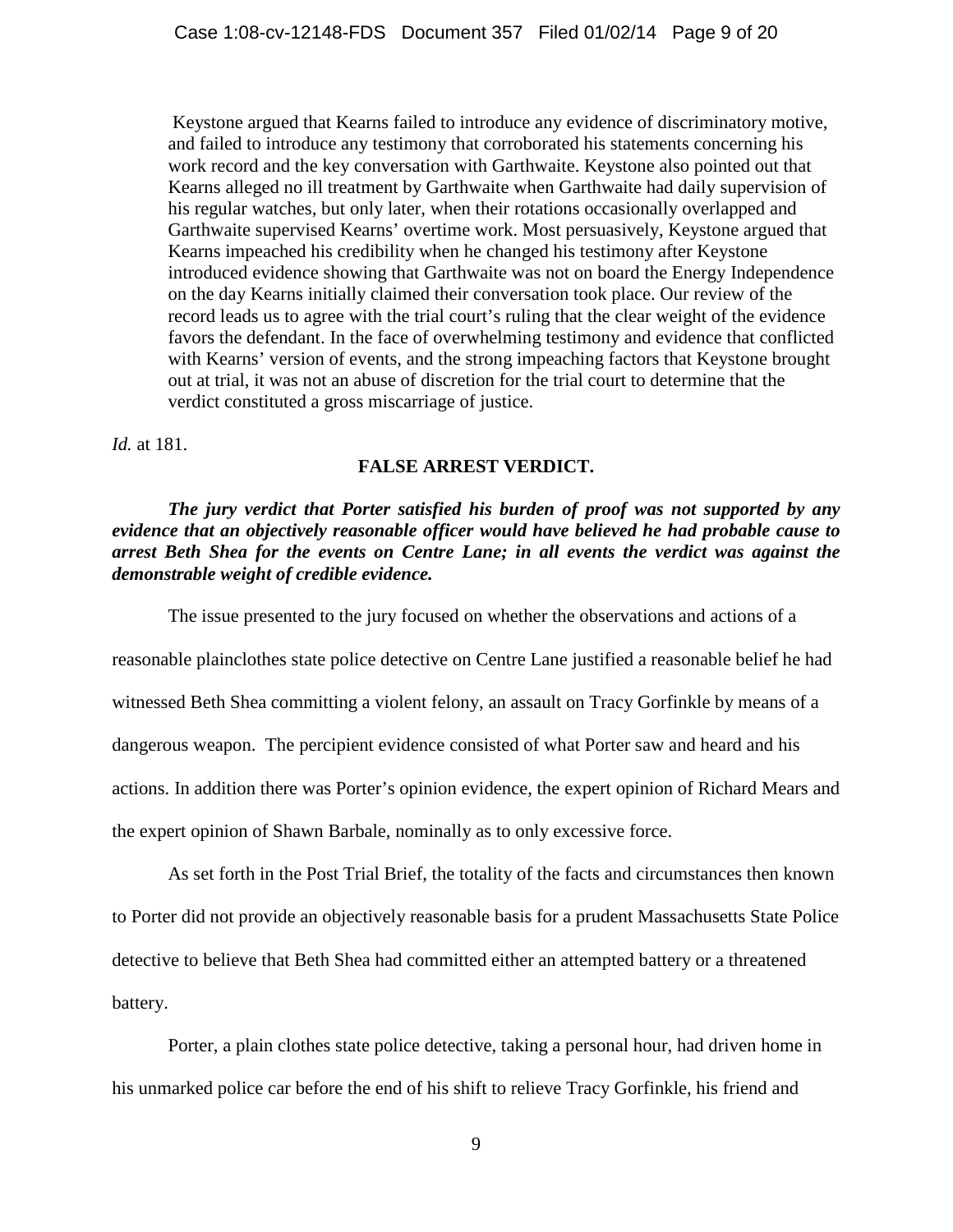> Keystone argued that Kearns failed to introduce any evidence of discriminatory motive, and failed to introduce any testimony that corroborated his statements concerning his work record and the key conversation with Garthwaite. Keystone also pointed out that Kearns alleged no ill treatment by Garthwaite when Garthwaite had daily supervision of his regular watches, but only later, when their rotations occasionally overlapped and Garthwaite supervised Kearns' overtime work. Most persuasively, Keystone argued that Kearns impeached his credibility when he changed his testimony after Keystone introduced evidence showing that Garthwaite was not on board the Energy Independence on the day Kearns initially claimed their conversation took place. Our review of the record leads us to agree with the trial court's ruling that the clear weight of the evidence favors the defendant. In the face of overwhelming testimony and evidence that conflicted with Kearns' version of events, and the strong impeaching factors that Keystone brought out at trial, it was not an abuse of discretion for the trial court to determine that the verdict constituted a gross miscarriage of justice.

*Id.* at 181.

## FALSE ARREST VERDICT.

***The jury verdict that Porter satisfied his burden of proof was not supported by any evidence that an objectively reasonable officer would have believed he had probable cause to arrest Beth Shea for the events on Centre Lane; in all events the verdict was against the demonstrable weight of credible evidence.***

The issue presented to the jury focused on whether the observations and actions of a reasonable plainclothes state police detective on Centre Lane justified a reasonable belief he had witnessed Beth Shea committing a violent felony, an assault on Tracy Gorfinkle by means of a dangerous weapon. The percipient evidence consisted of what Porter saw and heard and his actions. In addition there was Porter's opinion evidence, the expert opinion of Richard Mears and the expert opinion of Shawn Barbale, nominally as to only excessive force.

As set forth in the Post Trial Brief, the totality of the facts and circumstances then known to Porter did not provide an objectively reasonable basis for a prudent Massachusetts State Police detective to believe that Beth Shea had committed either an attempted battery or a threatened battery.

Porter, a plain clothes state police detective, taking a personal hour, had driven home in his unmarked police car before the end of his shift to relieve Tracy Gorfinkle, his friend and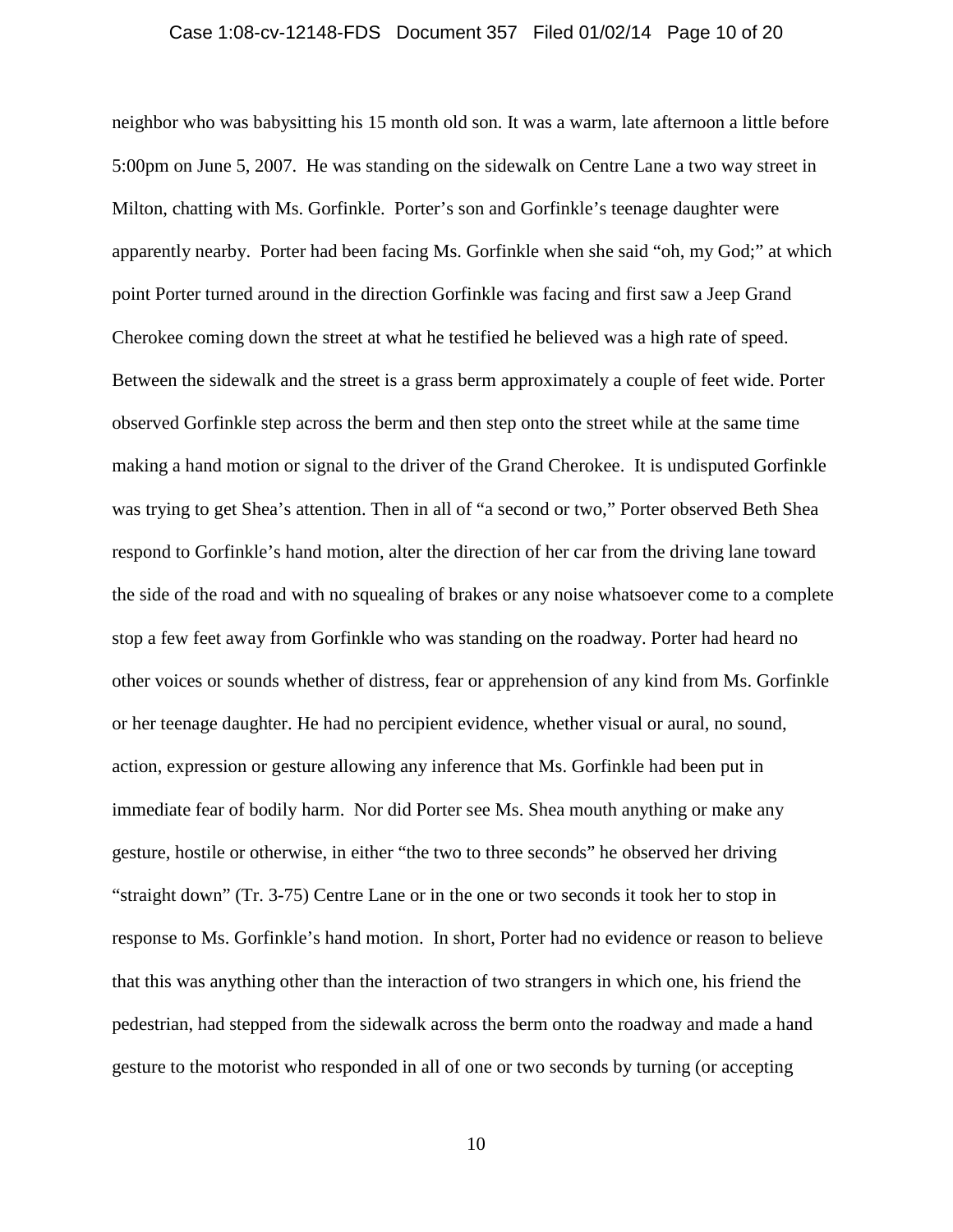neighbor who was babysitting his 15 month old son. It was a warm, late afternoon a little before 5:00pm on June 5, 2007. He was standing on the sidewalk on Centre Lane a two way street in Milton, chatting with Ms. Gorfinkle. Porter's son and Gorfinkle's teenage daughter were apparently nearby. Porter had been facing Ms. Gorfinkle when she said "oh, my God;" at which point Porter turned around in the direction Gorfinkle was facing and first saw a Jeep Grand Cherokee coming down the street at what he testified he believed was a high rate of speed. Between the sidewalk and the street is a grass berm approximately a couple of feet wide. Porter observed Gorfinkle step across the berm and then step onto the street while at the same time making a hand motion or signal to the driver of the Grand Cherokee. It is undisputed Gorfinkle was trying to get Shea's attention. Then in all of "a second or two," Porter observed Beth Shea respond to Gorfinkle's hand motion, alter the direction of her car from the driving lane toward the side of the road and with no squealing of brakes or any noise whatsoever come to a complete stop a few feet away from Gorfinkle who was standing on the roadway. Porter had heard no other voices or sounds whether of distress, fear or apprehension of any kind from Ms. Gorfinkle or her teenage daughter. He had no percipient evidence, whether visual or aural, no sound, action, expression or gesture allowing any inference that Ms. Gorfinkle had been put in immediate fear of bodily harm. Nor did Porter see Ms. Shea mouth anything or make any gesture, hostile or otherwise, in either "the two to three seconds" he observed her driving "straight down" (Tr. 3-75) Centre Lane or in the one or two seconds it took her to stop in response to Ms. Gorfinkle's hand motion. In short, Porter had no evidence or reason to believe that this was anything other than the interaction of two strangers in which one, his friend the pedestrian, had stepped from the sidewalk across the berm onto the roadway and made a hand gesture to the motorist who responded in all of one or two seconds by turning (or accepting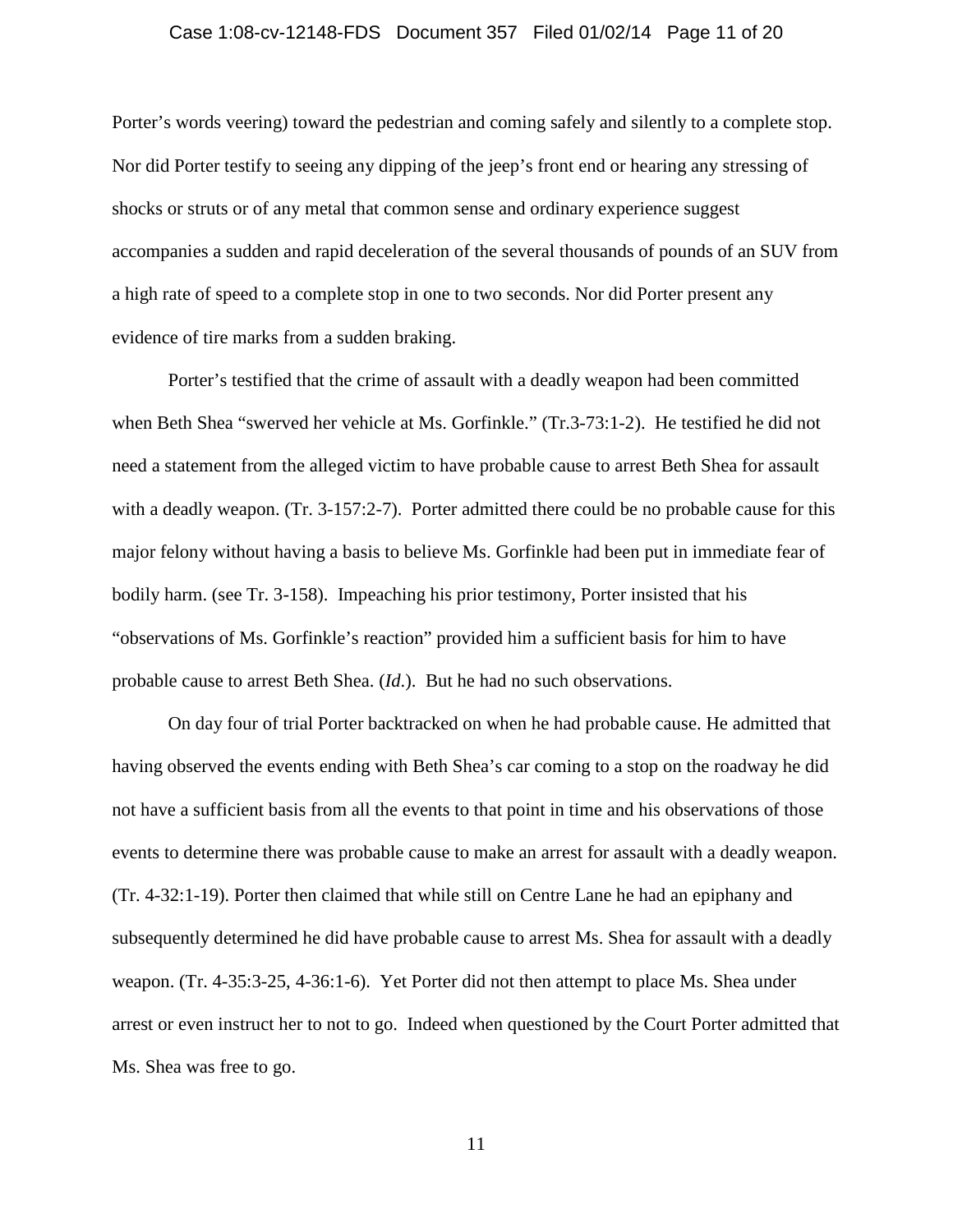Porter's words veering) toward the pedestrian and coming safely and silently to a complete stop. Nor did Porter testify to seeing any dipping of the jeep's front end or hearing any stressing of shocks or struts or of any metal that common sense and ordinary experience suggest accompanies a sudden and rapid deceleration of the several thousands of pounds of an SUV from a high rate of speed to a complete stop in one to two seconds. Nor did Porter present any evidence of tire marks from a sudden braking.

Porter's testified that the crime of assault with a deadly weapon had been committed when Beth Shea "swerved her vehicle at Ms. Gorfinkle." (Tr.3-73:1-2). He testified he did not need a statement from the alleged victim to have probable cause to arrest Beth Shea for assault with a deadly weapon. (Tr. 3-157:2-7). Porter admitted there could be no probable cause for this major felony without having a basis to believe Ms. Gorfinkle had been put in immediate fear of bodily harm. (see Tr. 3-158). Impeaching his prior testimony, Porter insisted that his "observations of Ms. Gorfinkle's reaction" provided him a sufficient basis for him to have probable cause to arrest Beth Shea. (*Id.*). But he had no such observations.

On day four of trial Porter backtracked on when he had probable cause. He admitted that having observed the events ending with Beth Shea's car coming to a stop on the roadway he did not have a sufficient basis from all the events to that point in time and his observations of those events to determine there was probable cause to make an arrest for assault with a deadly weapon. (Tr. 4-32:1-19). Porter then claimed that while still on Centre Lane he had an epiphany and subsequently determined he did have probable cause to arrest Ms. Shea for assault with a deadly weapon. (Tr. 4-35:3-25, 4-36:1-6). Yet Porter did not then attempt to place Ms. Shea under arrest or even instruct her to not to go. Indeed when questioned by the Court Porter admitted that Ms. Shea was free to go.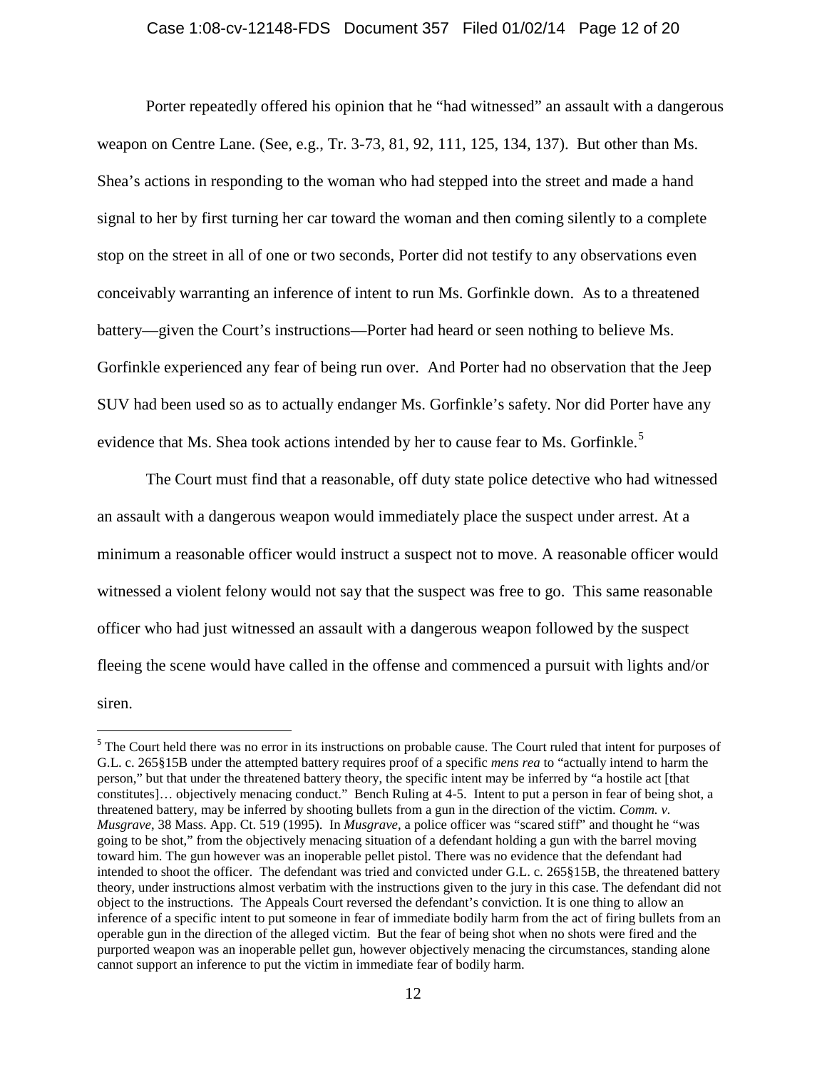Porter repeatedly offered his opinion that he "had witnessed" an assault with a dangerous weapon on Centre Lane. (See, e.g., Tr. 3-73, 81, 92, 111, 125, 134, 137). But other than Ms. Shea's actions in responding to the woman who had stepped into the street and made a hand signal to her by first turning her car toward the woman and then coming silently to a complete stop on the street in all of one or two seconds, Porter did not testify to any observations even conceivably warranting an inference of intent to run Ms. Gorfinkle down. As to a threatened battery—given the Court's instructions—Porter had heard or seen nothing to believe Ms. Gorfinkle experienced any fear of being run over. And Porter had no observation that the Jeep SUV had been used so as to actually endanger Ms. Gorfinkle's safety. Nor did Porter have any evidence that Ms. Shea took actions intended by her to cause fear to Ms. Gorfinkle.[5]

The Court must find that a reasonable, off duty state police detective who had witnessed an assault with a dangerous weapon would immediately place the suspect under arrest. At a minimum a reasonable officer would instruct a suspect not to move. A reasonable officer would witnessed a violent felony would not say that the suspect was free to go. This same reasonable officer who had just witnessed an assault with a dangerous weapon followed by the suspect fleeing the scene would have called in the offense and commenced a pursuit with lights and/or siren.

---

[5] The Court held there was no error in its instructions on probable cause. The Court ruled that intent for purposes of G.L. c. 265§15B under the attempted battery requires proof of a specific *mens rea* to "actually intend to harm the person," but that under the threatened battery theory, the specific intent may be inferred by "a hostile act [that constitutes]… objectively menacing conduct." Bench Ruling at 4-5. Intent to put a person in fear of being shot, a threatened battery, may be inferred by shooting bullets from a gun in the direction of the victim. *Comm. v. Musgrave*, 38 Mass. App. Ct. 519 (1995). In *Musgrave*, a police officer was "scared stiff" and thought he "was going to be shot," from the objectively menacing situation of a defendant holding a gun with the barrel moving toward him. The gun however was an inoperable pellet pistol. There was no evidence that the defendant had intended to shoot the officer. The defendant was tried and convicted under G.L. c. 265§15B, the threatened battery theory, under instructions almost verbatim with the instructions given to the jury in this case. The defendant did not object to the instructions. The Appeals Court reversed the defendant's conviction. It is one thing to allow an inference of a specific intent to put someone in fear of immediate bodily harm from the act of firing bullets from an operable gun in the direction of the alleged victim. But the fear of being shot when no shots were fired and the purported weapon was an inoperable pellet gun, however objectively menacing the circumstances, standing alone cannot support an inference to put the victim in immediate fear of bodily harm.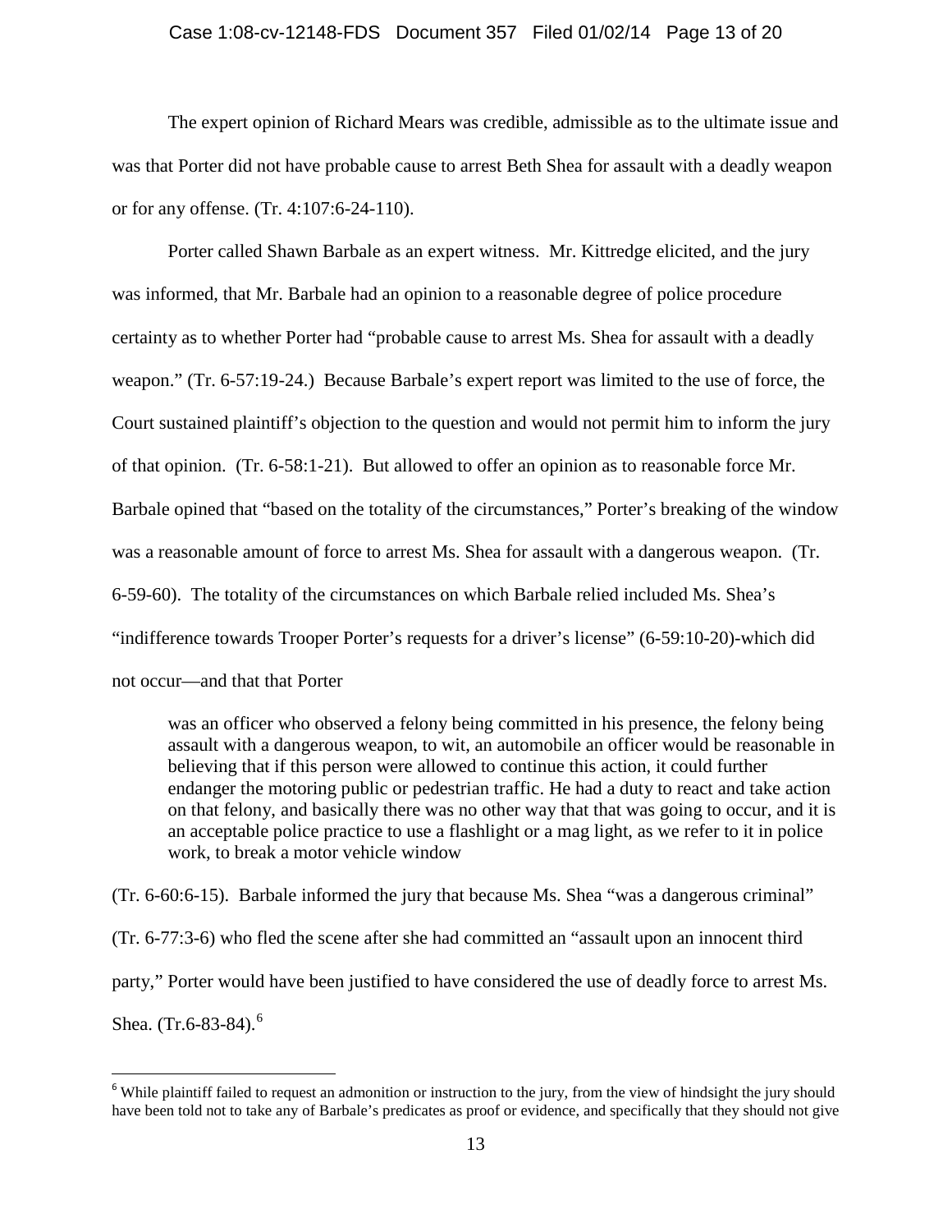The expert opinion of Richard Mears was credible, admissible as to the ultimate issue and was that Porter did not have probable cause to arrest Beth Shea for assault with a deadly weapon or for any offense. (Tr. 4:107:6-24-110).

Porter called Shawn Barbale as an expert witness. Mr. Kittredge elicited, and the jury was informed, that Mr. Barbale had an opinion to a reasonable degree of police procedure certainty as to whether Porter had "probable cause to arrest Ms. Shea for assault with a deadly weapon." (Tr. 6-57:19-24.) Because Barbale's expert report was limited to the use of force, the Court sustained plaintiff's objection to the question and would not permit him to inform the jury of that opinion. (Tr. 6-58:1-21). But allowed to offer an opinion as to reasonable force Mr. Barbale opined that "based on the totality of the circumstances," Porter's breaking of the window was a reasonable amount of force to arrest Ms. Shea for assault with a dangerous weapon. (Tr. 6-59-60). The totality of the circumstances on which Barbale relied included Ms. Shea's "indifference towards Trooper Porter's requests for a driver's license" (6-59:10-20)-which did not occur—and that that Porter

> was an officer who observed a felony being committed in his presence, the felony being assault with a dangerous weapon, to wit, an automobile an officer would be reasonable in believing that if this person were allowed to continue this action, it could further endanger the motoring public or pedestrian traffic. He had a duty to react and take action on that felony, and basically there was no other way that that was going to occur, and it is an acceptable police practice to use a flashlight or a mag light, as we refer to it in police work, to break a motor vehicle window

(Tr. 6-60:6-15). Barbale informed the jury that because Ms. Shea "was a dangerous criminal" (Tr. 6-77:3-6) who fled the scene after she had committed an "assault upon an innocent third party," Porter would have been justified to have considered the use of deadly force to arrest Ms. Shea. (Tr.6-83-84).[6]

[6] While plaintiff failed to request an admonition or instruction to the jury, from the view of hindsight the jury should have been told not to take any of Barbale's predicates as proof or evidence, and specifically that they should not give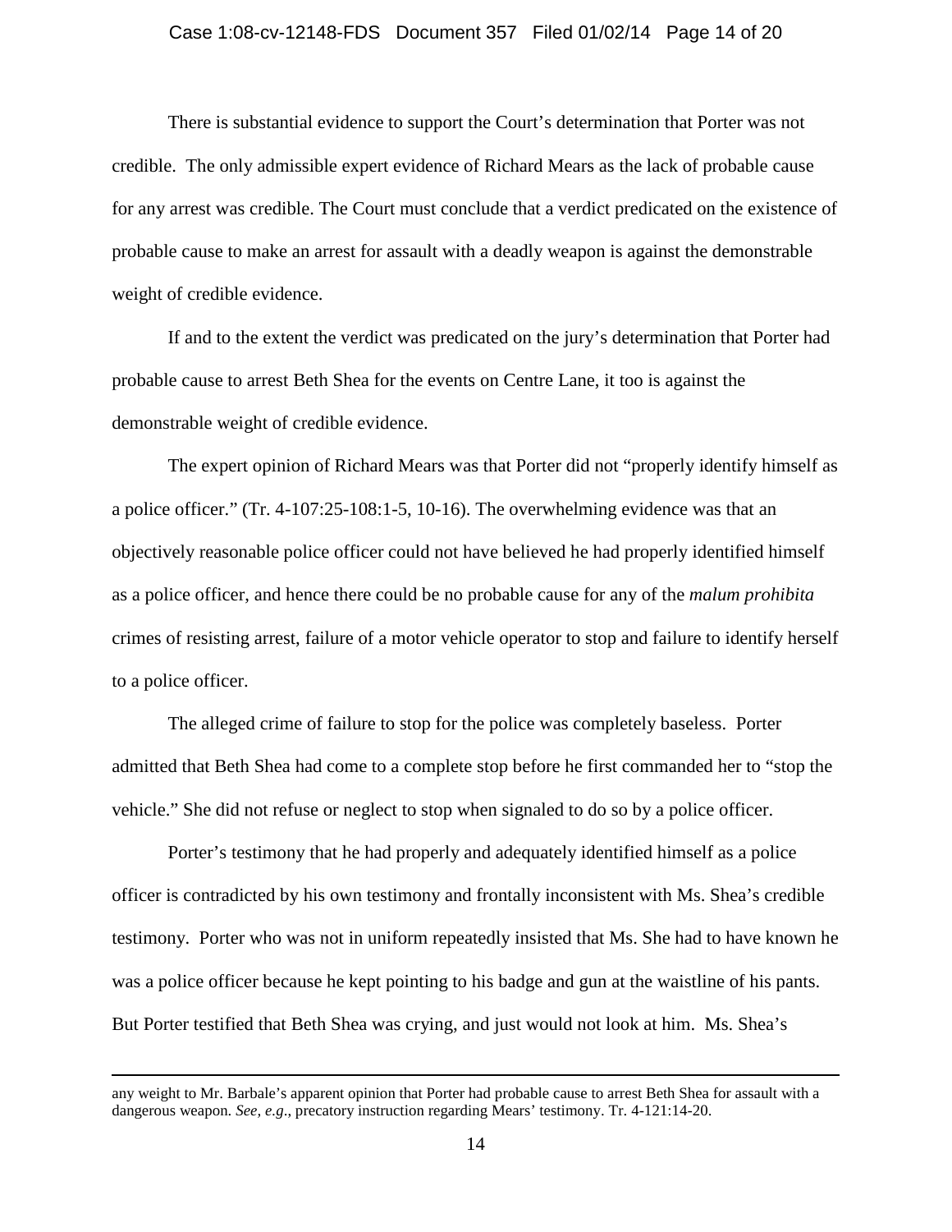There is substantial evidence to support the Court's determination that Porter was not credible. The only admissible expert evidence of Richard Mears as the lack of probable cause for any arrest was credible. The Court must conclude that a verdict predicated on the existence of probable cause to make an arrest for assault with a deadly weapon is against the demonstrable weight of credible evidence.

If and to the extent the verdict was predicated on the jury's determination that Porter had probable cause to arrest Beth Shea for the events on Centre Lane, it too is against the demonstrable weight of credible evidence.

The expert opinion of Richard Mears was that Porter did not "properly identify himself as a police officer." (Tr. 4-107:25-108:1-5, 10-16). The overwhelming evidence was that an objectively reasonable police officer could not have believed he had properly identified himself as a police officer, and hence there could be no probable cause for any of the *malum prohibita* crimes of resisting arrest, failure of a motor vehicle operator to stop and failure to identify herself to a police officer.

The alleged crime of failure to stop for the police was completely baseless. Porter admitted that Beth Shea had come to a complete stop before he first commanded her to "stop the vehicle." She did not refuse or neglect to stop when signaled to do so by a police officer.

Porter's testimony that he had properly and adequately identified himself as a police officer is contradicted by his own testimony and frontally inconsistent with Ms. Shea's credible testimony. Porter who was not in uniform repeatedly insisted that Ms. She had to have known he was a police officer because he kept pointing to his badge and gun at the waistline of his pants. But Porter testified that Beth Shea was crying, and just would not look at him. Ms. Shea's

---

any weight to Mr. Barbale's apparent opinion that Porter had probable cause to arrest Beth Shea for assault with a dangerous weapon. *See, e.g*., precatory instruction regarding Mears' testimony. Tr. 4-121:14-20.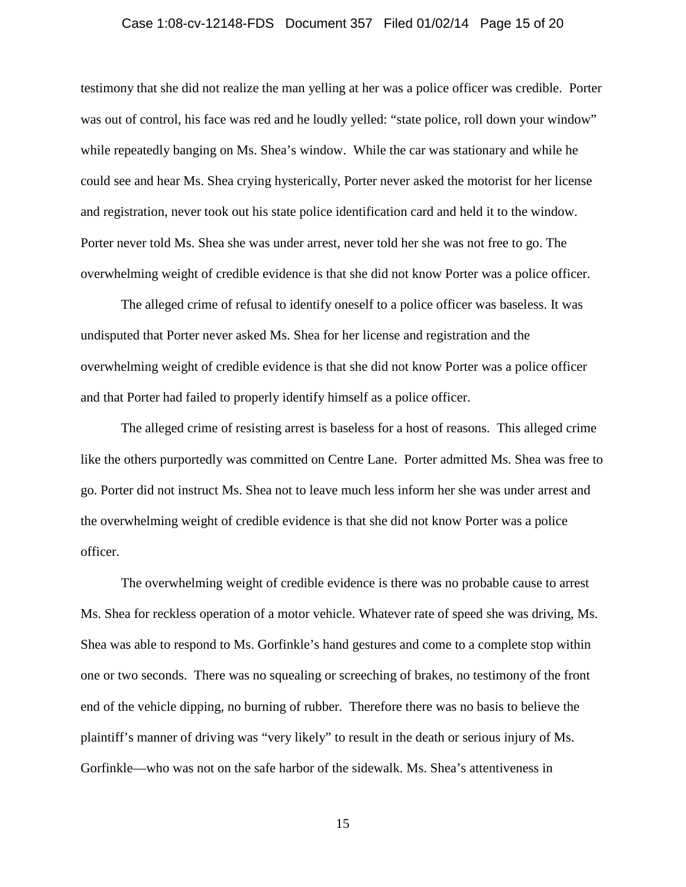testimony that she did not realize the man yelling at her was a police officer was credible. Porter was out of control, his face was red and he loudly yelled: "state police, roll down your window" while repeatedly banging on Ms. Shea's window. While the car was stationary and while he could see and hear Ms. Shea crying hysterically, Porter never asked the motorist for her license and registration, never took out his state police identification card and held it to the window. Porter never told Ms. Shea she was under arrest, never told her she was not free to go. The overwhelming weight of credible evidence is that she did not know Porter was a police officer.

The alleged crime of refusal to identify oneself to a police officer was baseless. It was undisputed that Porter never asked Ms. Shea for her license and registration and the overwhelming weight of credible evidence is that she did not know Porter was a police officer and that Porter had failed to properly identify himself as a police officer.

The alleged crime of resisting arrest is baseless for a host of reasons. This alleged crime like the others purportedly was committed on Centre Lane. Porter admitted Ms. Shea was free to go. Porter did not instruct Ms. Shea not to leave much less inform her she was under arrest and the overwhelming weight of credible evidence is that she did not know Porter was a police officer.

The overwhelming weight of credible evidence is there was no probable cause to arrest Ms. Shea for reckless operation of a motor vehicle. Whatever rate of speed she was driving, Ms. Shea was able to respond to Ms. Gorfinkle's hand gestures and come to a complete stop within one or two seconds. There was no squealing or screeching of brakes, no testimony of the front end of the vehicle dipping, no burning of rubber. Therefore there was no basis to believe the plaintiff's manner of driving was "very likely" to result in the death or serious injury of Ms. Gorfinkle—who was not on the safe harbor of the sidewalk. Ms. Shea's attentiveness in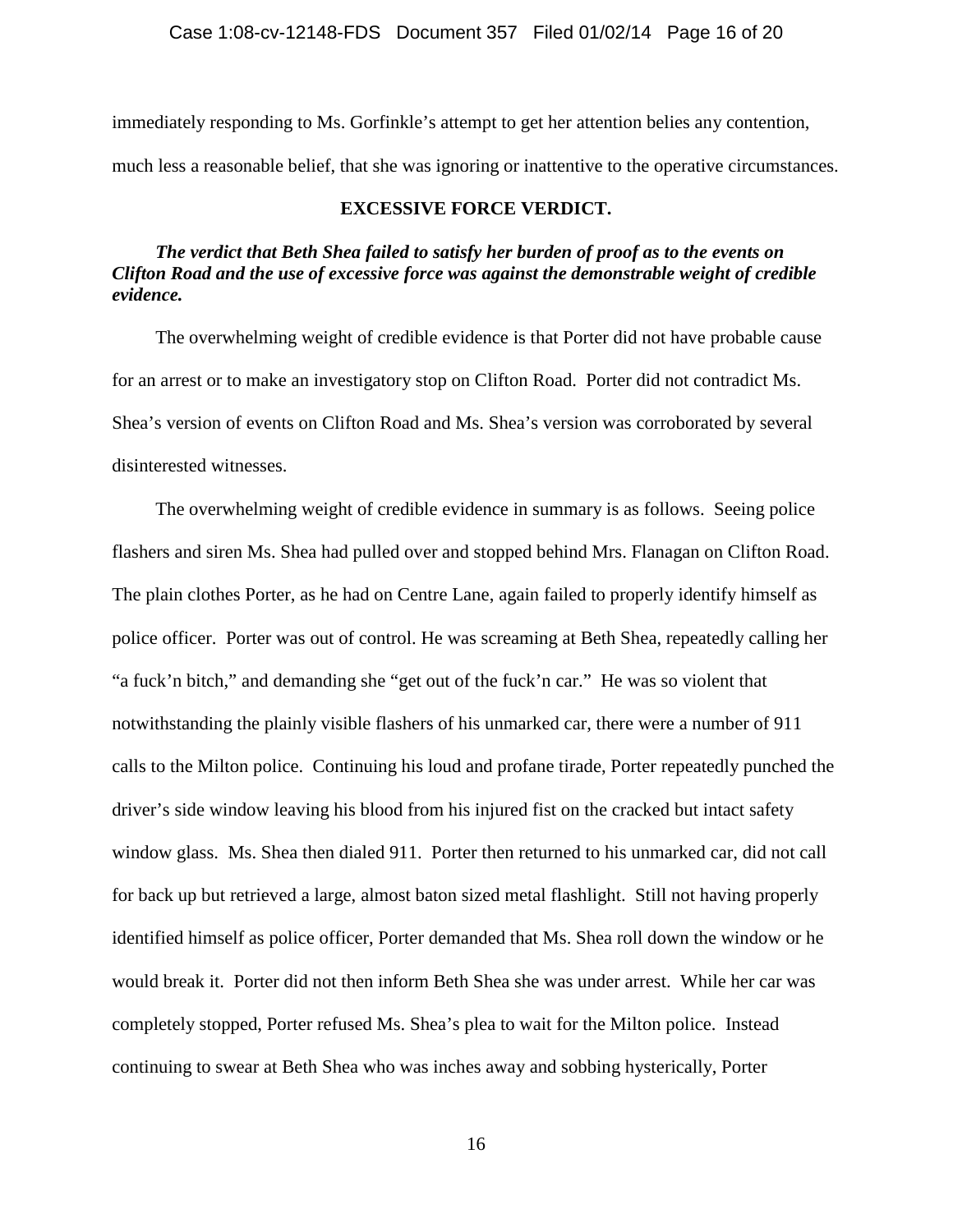immediately responding to Ms. Gorfinkle's attempt to get her attention belies any contention, much less a reasonable belief, that she was ignoring or inattentive to the operative circumstances.

**EXCESSIVE FORCE VERDICT.**

***The verdict that Beth Shea failed to satisfy her burden of proof as to the events on Clifton Road and the use of excessive force was against the demonstrable weight of credible evidence.***

The overwhelming weight of credible evidence is that Porter did not have probable cause for an arrest or to make an investigatory stop on Clifton Road. Porter did not contradict Ms. Shea's version of events on Clifton Road and Ms. Shea's version was corroborated by several disinterested witnesses.

The overwhelming weight of credible evidence in summary is as follows. Seeing police flashers and siren Ms. Shea had pulled over and stopped behind Mrs. Flanagan on Clifton Road. The plain clothes Porter, as he had on Centre Lane, again failed to properly identify himself as police officer. Porter was out of control. He was screaming at Beth Shea, repeatedly calling her "a fuck'n bitch," and demanding she "get out of the fuck'n car." He was so violent that notwithstanding the plainly visible flashers of his unmarked car, there were a number of 911 calls to the Milton police. Continuing his loud and profane tirade, Porter repeatedly punched the driver's side window leaving his blood from his injured fist on the cracked but intact safety window glass. Ms. Shea then dialed 911. Porter then returned to his unmarked car, did not call for back up but retrieved a large, almost baton sized metal flashlight. Still not having properly identified himself as police officer, Porter demanded that Ms. Shea roll down the window or he would break it. Porter did not then inform Beth Shea she was under arrest. While her car was completely stopped, Porter refused Ms. Shea's plea to wait for the Milton police. Instead continuing to swear at Beth Shea who was inches away and sobbing hysterically, Porter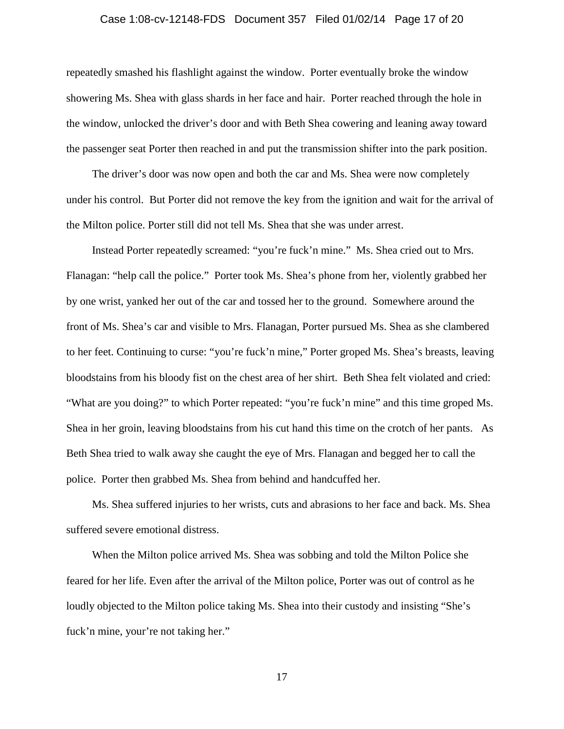repeatedly smashed his flashlight against the window. Porter eventually broke the window showering Ms. Shea with glass shards in her face and hair. Porter reached through the hole in the window, unlocked the driver's door and with Beth Shea cowering and leaning away toward the passenger seat Porter then reached in and put the transmission shifter into the park position.

The driver's door was now open and both the car and Ms. Shea were now completely under his control. But Porter did not remove the key from the ignition and wait for the arrival of the Milton police. Porter still did not tell Ms. Shea that she was under arrest.

Instead Porter repeatedly screamed: "you're fuck'n mine." Ms. Shea cried out to Mrs. Flanagan: "help call the police." Porter took Ms. Shea's phone from her, violently grabbed her by one wrist, yanked her out of the car and tossed her to the ground. Somewhere around the front of Ms. Shea's car and visible to Mrs. Flanagan, Porter pursued Ms. Shea as she clambered to her feet. Continuing to curse: "you're fuck'n mine," Porter groped Ms. Shea's breasts, leaving bloodstains from his bloody fist on the chest area of her shirt. Beth Shea felt violated and cried: "What are you doing?" to which Porter repeated: "you're fuck'n mine" and this time groped Ms. Shea in her groin, leaving bloodstains from his cut hand this time on the crotch of her pants. As Beth Shea tried to walk away she caught the eye of Mrs. Flanagan and begged her to call the police. Porter then grabbed Ms. Shea from behind and handcuffed her.

Ms. Shea suffered injuries to her wrists, cuts and abrasions to her face and back. Ms. Shea suffered severe emotional distress.

When the Milton police arrived Ms. Shea was sobbing and told the Milton Police she feared for her life. Even after the arrival of the Milton police, Porter was out of control as he loudly objected to the Milton police taking Ms. Shea into their custody and insisting "She's fuck'n mine, your're not taking her."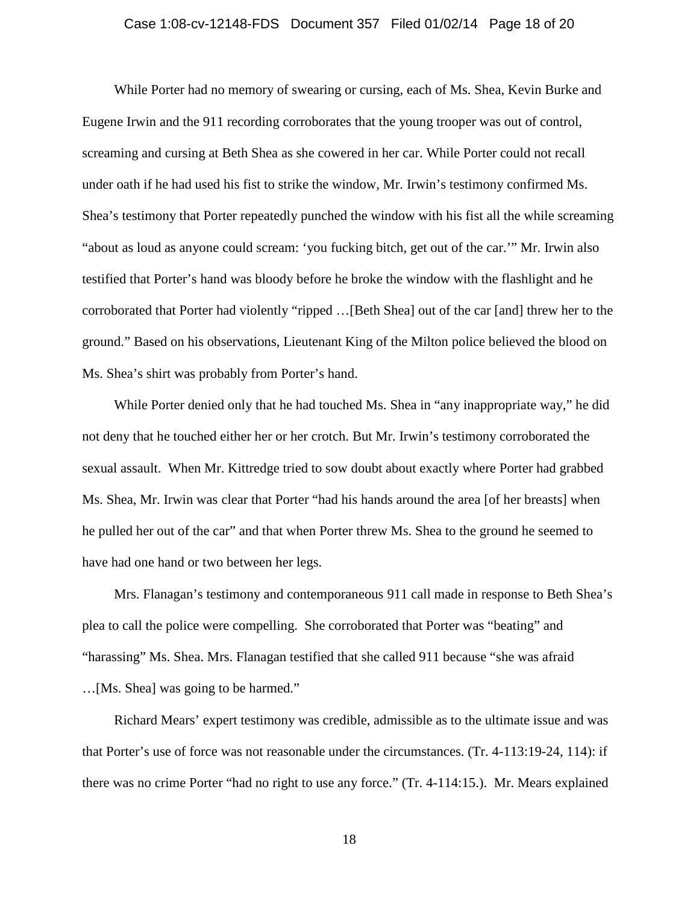While Porter had no memory of swearing or cursing, each of Ms. Shea, Kevin Burke and Eugene Irwin and the 911 recording corroborates that the young trooper was out of control, screaming and cursing at Beth Shea as she cowered in her car. While Porter could not recall under oath if he had used his fist to strike the window, Mr. Irwin's testimony confirmed Ms. Shea's testimony that Porter repeatedly punched the window with his fist all the while screaming "about as loud as anyone could scream: 'you fucking bitch, get out of the car.'" Mr. Irwin also testified that Porter's hand was bloody before he broke the window with the flashlight and he corroborated that Porter had violently "ripped …[Beth Shea] out of the car [and] threw her to the ground." Based on his observations, Lieutenant King of the Milton police believed the blood on Ms. Shea's shirt was probably from Porter's hand.

While Porter denied only that he had touched Ms. Shea in "any inappropriate way," he did not deny that he touched either her or her crotch. But Mr. Irwin's testimony corroborated the sexual assault. When Mr. Kittredge tried to sow doubt about exactly where Porter had grabbed Ms. Shea, Mr. Irwin was clear that Porter "had his hands around the area [of her breasts] when he pulled her out of the car" and that when Porter threw Ms. Shea to the ground he seemed to have had one hand or two between her legs.

Mrs. Flanagan's testimony and contemporaneous 911 call made in response to Beth Shea's plea to call the police were compelling. She corroborated that Porter was "beating" and "harassing" Ms. Shea. Mrs. Flanagan testified that she called 911 because "she was afraid …[Ms. Shea] was going to be harmed."

Richard Mears' expert testimony was credible, admissible as to the ultimate issue and was that Porter's use of force was not reasonable under the circumstances. (Tr. 4-113:19-24, 114): if there was no crime Porter "had no right to use any force." (Tr. 4-114:15.). Mr. Mears explained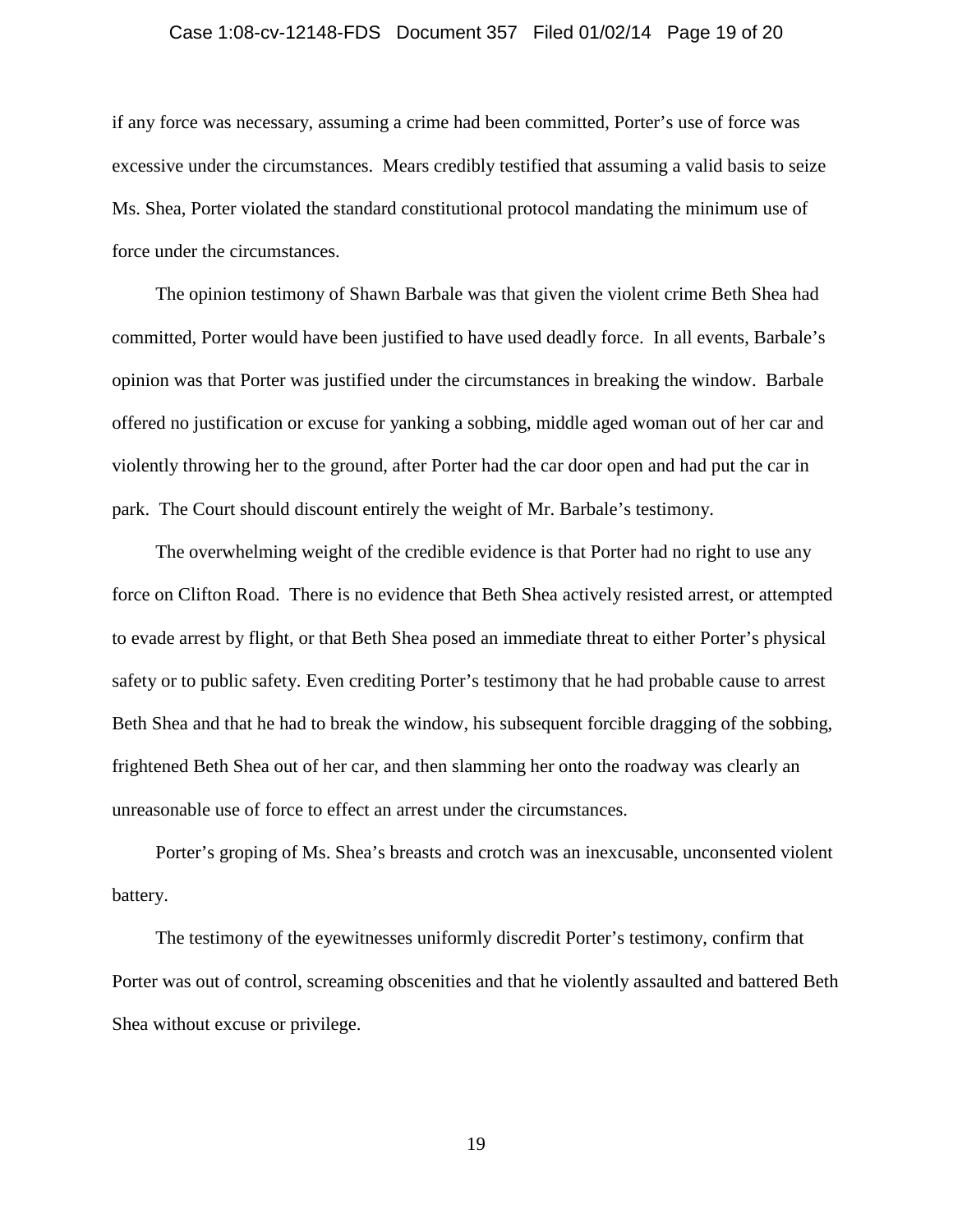if any force was necessary, assuming a crime had been committed, Porter's use of force was excessive under the circumstances. Mears credibly testified that assuming a valid basis to seize Ms. Shea, Porter violated the standard constitutional protocol mandating the minimum use of force under the circumstances.

The opinion testimony of Shawn Barbale was that given the violent crime Beth Shea had committed, Porter would have been justified to have used deadly force. In all events, Barbale's opinion was that Porter was justified under the circumstances in breaking the window. Barbale offered no justification or excuse for yanking a sobbing, middle aged woman out of her car and violently throwing her to the ground, after Porter had the car door open and had put the car in park. The Court should discount entirely the weight of Mr. Barbale's testimony.

The overwhelming weight of the credible evidence is that Porter had no right to use any force on Clifton Road. There is no evidence that Beth Shea actively resisted arrest, or attempted to evade arrest by flight, or that Beth Shea posed an immediate threat to either Porter's physical safety or to public safety. Even crediting Porter's testimony that he had probable cause to arrest Beth Shea and that he had to break the window, his subsequent forcible dragging of the sobbing, frightened Beth Shea out of her car, and then slamming her onto the roadway was clearly an unreasonable use of force to effect an arrest under the circumstances.

Porter's groping of Ms. Shea's breasts and crotch was an inexcusable, unconsented violent battery.

The testimony of the eyewitnesses uniformly discredit Porter's testimony, confirm that Porter was out of control, screaming obscenities and that he violently assaulted and battered Beth Shea without excuse or privilege.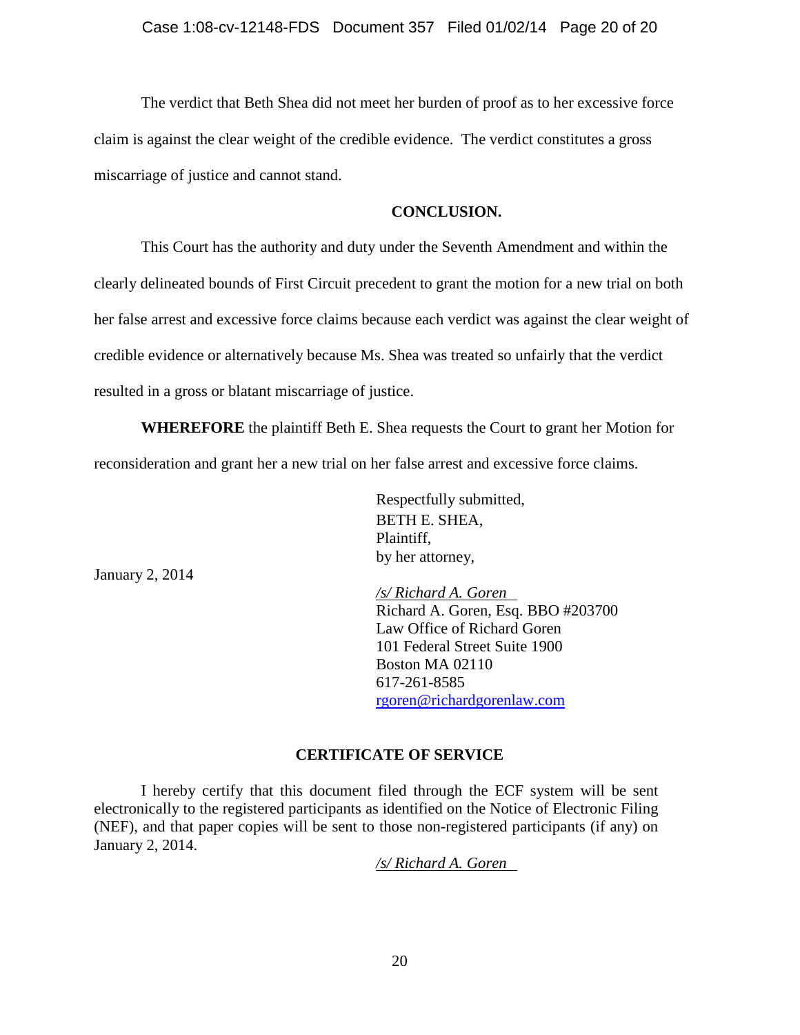The verdict that Beth Shea did not meet her burden of proof as to her excessive force claim is against the clear weight of the credible evidence. The verdict constitutes a gross miscarriage of justice and cannot stand.

## CONCLUSION.

This Court has the authority and duty under the Seventh Amendment and within the clearly delineated bounds of First Circuit precedent to grant the motion for a new trial on both her false arrest and excessive force claims because each verdict was against the clear weight of credible evidence or alternatively because Ms. Shea was treated so unfairly that the verdict resulted in a gross or blatant miscarriage of justice.

**WHEREFORE** the plaintiff Beth E. Shea requests the Court to grant her Motion for reconsideration and grant her a new trial on her false arrest and excessive force claims.

Respectfully submitted,
BETH E. SHEA,
Plaintiff,
by her attorney,

January 2, 2014

*/s/ Richard A. Goren*
Richard A. Goren, Esq. BBO #203700
Law Office of Richard Goren
101 Federal Street Suite 1900
Boston MA 02110
617-261-8585
rgoren@richardgorenlaw.com

## CERTIFICATE OF SERVICE

I hereby certify that this document filed through the ECF system will be sent electronically to the registered participants as identified on the Notice of Electronic Filing (NEF), and that paper copies will be sent to those non-registered participants (if any) on January 2, 2014.

*/s/ Richard A. Goren*